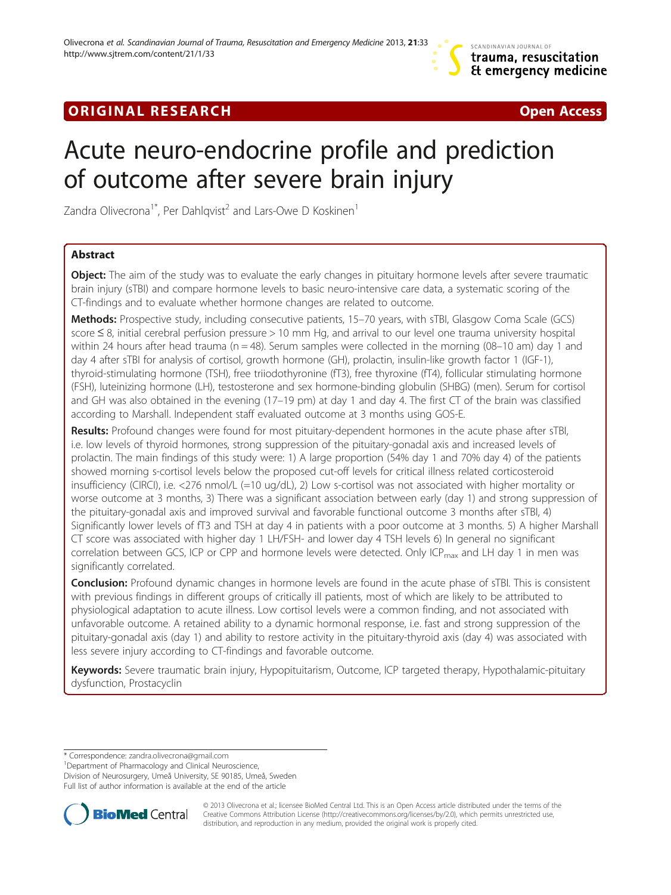ORIGINAL RESEARCH Open Access

# Acute neuro-endocrine profile and prediction of outcome after severe brain injury

Zandra Olivecrona[1*], Per Dahlqvist[2] and Lars-Owe D Koskinen[1]

## Abstract

**Object:** The aim of the study was to evaluate the early changes in pituitary hormone levels after severe traumatic brain injury (sTBI) and compare hormone levels to basic neuro-intensive care data, a systematic scoring of the CT-findings and to evaluate whether hormone changes are related to outcome.

**Methods:** Prospective study, including consecutive patients, 15–70 years, with sTBI, Glasgow Coma Scale (GCS) score ≤ 8, initial cerebral perfusion pressure > 10 mm Hg, and arrival to our level one trauma university hospital within 24 hours after head trauma (n = 48). Serum samples were collected in the morning (08–10 am) day 1 and day 4 after sTBI for analysis of cortisol, growth hormone (GH), prolactin, insulin-like growth factor 1 (IGF-1), thyroid-stimulating hormone (TSH), free triiodothyronine (fT3), free thyroxine (fT4), follicular stimulating hormone (FSH), luteinizing hormone (LH), testosterone and sex hormone-binding globulin (SHBG) (men). Serum for cortisol and GH was also obtained in the evening (17–19 pm) at day 1 and day 4. The first CT of the brain was classified according to Marshall. Independent staff evaluated outcome at 3 months using GOS-E.

**Results:** Profound changes were found for most pituitary-dependent hormones in the acute phase after sTBI, i.e. low levels of thyroid hormones, strong suppression of the pituitary-gonadal axis and increased levels of prolactin. The main findings of this study were: 1) A large proportion (54% day 1 and 70% day 4) of the patients showed morning s-cortisol levels below the proposed cut-off levels for critical illness related corticosteroid insufficiency (CIRCI), i.e. <276 nmol/L (=10 ug/dL), 2) Low s-cortisol was not associated with higher mortality or worse outcome at 3 months, 3) There was a significant association between early (day 1) and strong suppression of the pituitary-gonadal axis and improved survival and favorable functional outcome 3 months after sTBI, 4) Significantly lower levels of fT3 and TSH at day 4 in patients with a poor outcome at 3 months. 5) A higher Marshall CT score was associated with higher day 1 LH/FSH- and lower day 4 TSH levels 6) In general no significant correlation between GCS, ICP or CPP and hormone levels were detected. Only $ICP_{max}$ and LH day 1 in men was significantly correlated.

**Conclusion:** Profound dynamic changes in hormone levels are found in the acute phase of sTBI. This is consistent with previous findings in different groups of critically ill patients, most of which are likely to be attributed to physiological adaptation to acute illness. Low cortisol levels were a common finding, and not associated with unfavorable outcome. A retained ability to a dynamic hormonal response, i.e. fast and strong suppression of the pituitary-gonadal axis (day 1) and ability to restore activity in the pituitary-thyroid axis (day 4) was associated with less severe injury according to CT-findings and favorable outcome.

**Keywords:** Severe traumatic brain injury, Hypopituitarism, Outcome, ICP targeted therapy, Hypothalamic-pituitary dysfunction, Prostacyclin

\* Correspondence: zandra.olivecrona@gmail.com
[1]Department of Pharmacology and Clinical Neuroscience, Division of Neurosurgery, Umeå University, SE 90185, Umeå, Sweden
Full list of author information is available at the end of the article

© 2013 Olivecrona et al.; licensee BioMed Central Ltd. This is an Open Access article distributed under the terms of the Creative Commons Attribution License (http://creativecommons.org/licenses/by/2.0), which permits unrestricted use, distribution, and reproduction in any medium, provided the original work is properly cited.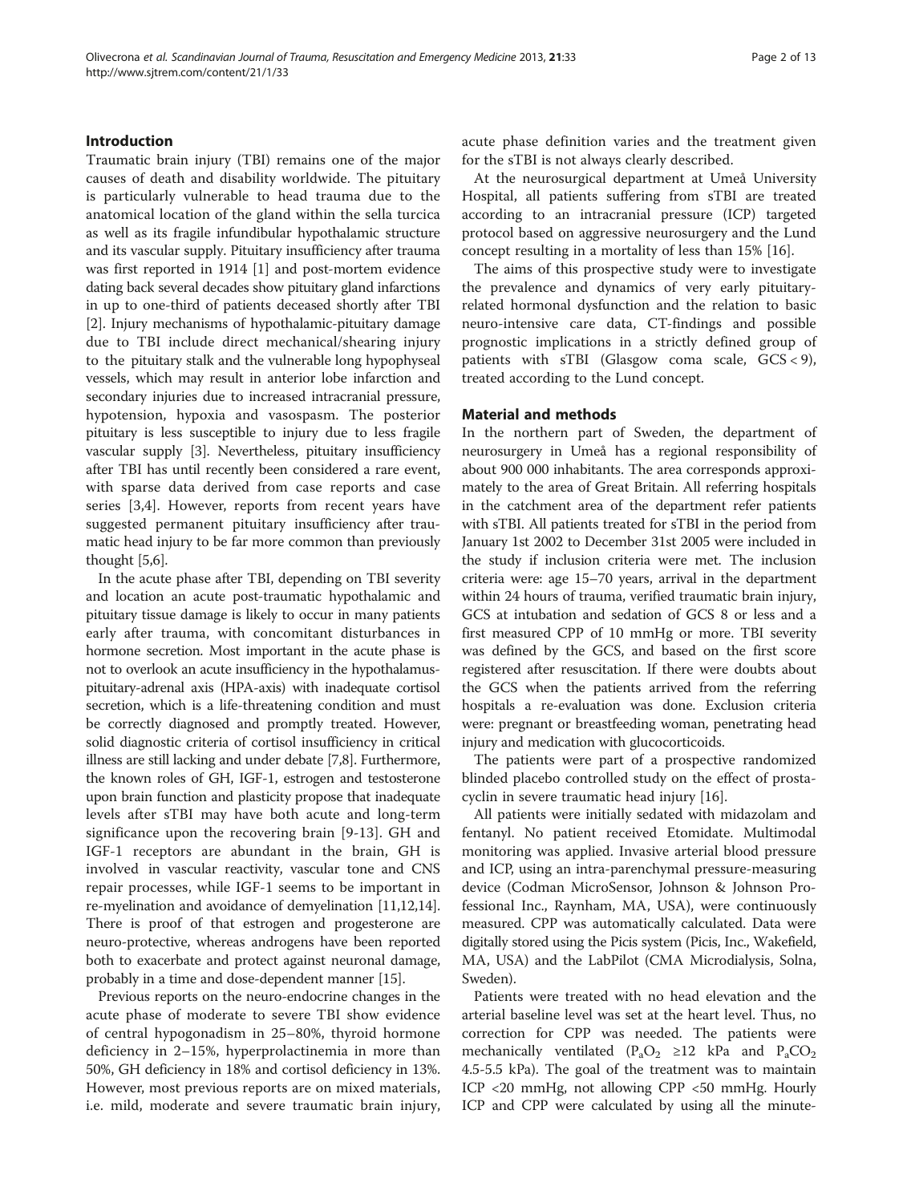## Introduction

Traumatic brain injury (TBI) remains one of the major causes of death and disability worldwide. The pituitary is particularly vulnerable to head trauma due to the anatomical location of the gland within the sella turcica as well as its fragile infundibular hypothalamic structure and its vascular supply. Pituitary insufficiency after trauma was first reported in 1914 [1] and post-mortem evidence dating back several decades show pituitary gland infarctions in up to one-third of patients deceased shortly after TBI [2]. Injury mechanisms of hypothalamic-pituitary damage due to TBI include direct mechanical/shearing injury to the pituitary stalk and the vulnerable long hypophyseal vessels, which may result in anterior lobe infarction and secondary injuries due to increased intracranial pressure, hypotension, hypoxia and vasospasm. The posterior pituitary is less susceptible to injury due to less fragile vascular supply [3]. Nevertheless, pituitary insufficiency after TBI has until recently been considered a rare event, with sparse data derived from case reports and case series [3,4]. However, reports from recent years have suggested permanent pituitary insufficiency after traumatic head injury to be far more common than previously thought [5,6].

In the acute phase after TBI, depending on TBI severity and location an acute post-traumatic hypothalamic and pituitary tissue damage is likely to occur in many patients early after trauma, with concomitant disturbances in hormone secretion. Most important in the acute phase is not to overlook an acute insufficiency in the hypothalamus-pituitary-adrenal axis (HPA-axis) with inadequate cortisol secretion, which is a life-threatening condition and must be correctly diagnosed and promptly treated. However, solid diagnostic criteria of cortisol insufficiency in critical illness are still lacking and under debate [7,8]. Furthermore, the known roles of GH, IGF-1, estrogen and testosterone upon brain function and plasticity propose that inadequate levels after sTBI may have both acute and long-term significance upon the recovering brain [9-13]. GH and IGF-1 receptors are abundant in the brain, GH is involved in vascular reactivity, vascular tone and CNS repair processes, while IGF-1 seems to be important in re-myelination and avoidance of demyelination [11,12,14]. There is proof of that estrogen and progesterone are neuro-protective, whereas androgens have been reported both to exacerbate and protect against neuronal damage, probably in a time and dose-dependent manner [15].

Previous reports on the neuro-endocrine changes in the acute phase of moderate to severe TBI show evidence of central hypogonadism in 25–80%, thyroid hormone deficiency in 2–15%, hyperprolactinemia in more than 50%, GH deficiency in 18% and cortisol deficiency in 13%. However, most previous reports are on mixed materials, i.e. mild, moderate and severe traumatic brain injury, acute phase definition varies and the treatment given for the sTBI is not always clearly described.

At the neurosurgical department at Umeå University Hospital, all patients suffering from sTBI are treated according to an intracranial pressure (ICP) targeted protocol based on aggressive neurosurgery and the Lund concept resulting in a mortality of less than 15% [16].

The aims of this prospective study were to investigate the prevalence and dynamics of very early pituitary-related hormonal dysfunction and the relation to basic neuro-intensive care data, CT-findings and possible prognostic implications in a strictly defined group of patients with sTBI (Glasgow coma scale, GCS < 9), treated according to the Lund concept.

## Material and methods

In the northern part of Sweden, the department of neurosurgery in Umeå has a regional responsibility of about 900 000 inhabitants. The area corresponds approximately to the area of Great Britain. All referring hospitals in the catchment area of the department refer patients with sTBI. All patients treated for sTBI in the period from January 1st 2002 to December 31st 2005 were included in the study if inclusion criteria were met. The inclusion criteria were: age 15–70 years, arrival in the department within 24 hours of trauma, verified traumatic brain injury, GCS at intubation and sedation of GCS 8 or less and a first measured CPP of 10 mmHg or more. TBI severity was defined by the GCS, and based on the first score registered after resuscitation. If there were doubts about the GCS when the patients arrived from the referring hospitals a re-evaluation was done. Exclusion criteria were: pregnant or breastfeeding woman, penetrating head injury and medication with glucocorticoids.

The patients were part of a prospective randomized blinded placebo controlled study on the effect of prostacyclin in severe traumatic head injury [16].

All patients were initially sedated with midazolam and fentanyl. No patient received Etomidate. Multimodal monitoring was applied. Invasive arterial blood pressure and ICP, using an intra-parenchymal pressure-measuring device (Codman MicroSensor, Johnson & Johnson Professional Inc., Raynham, MA, USA), were continuously measured. CPP was automatically calculated. Data were digitally stored using the Picis system (Picis, Inc., Wakefield, MA, USA) and the LabPilot (CMA Microdialysis, Solna, Sweden).

Patients were treated with no head elevation and the arterial baseline level was set at the heart level. Thus, no correction for CPP was needed. The patients were mechanically ventilated ($P_aO_2$ ≥12 kPa and $P_aCO_2$ 4.5-5.5 kPa). The goal of the treatment was to maintain ICP <20 mmHg, not allowing CPP <50 mmHg. Hourly ICP and CPP were calculated by using all the minute-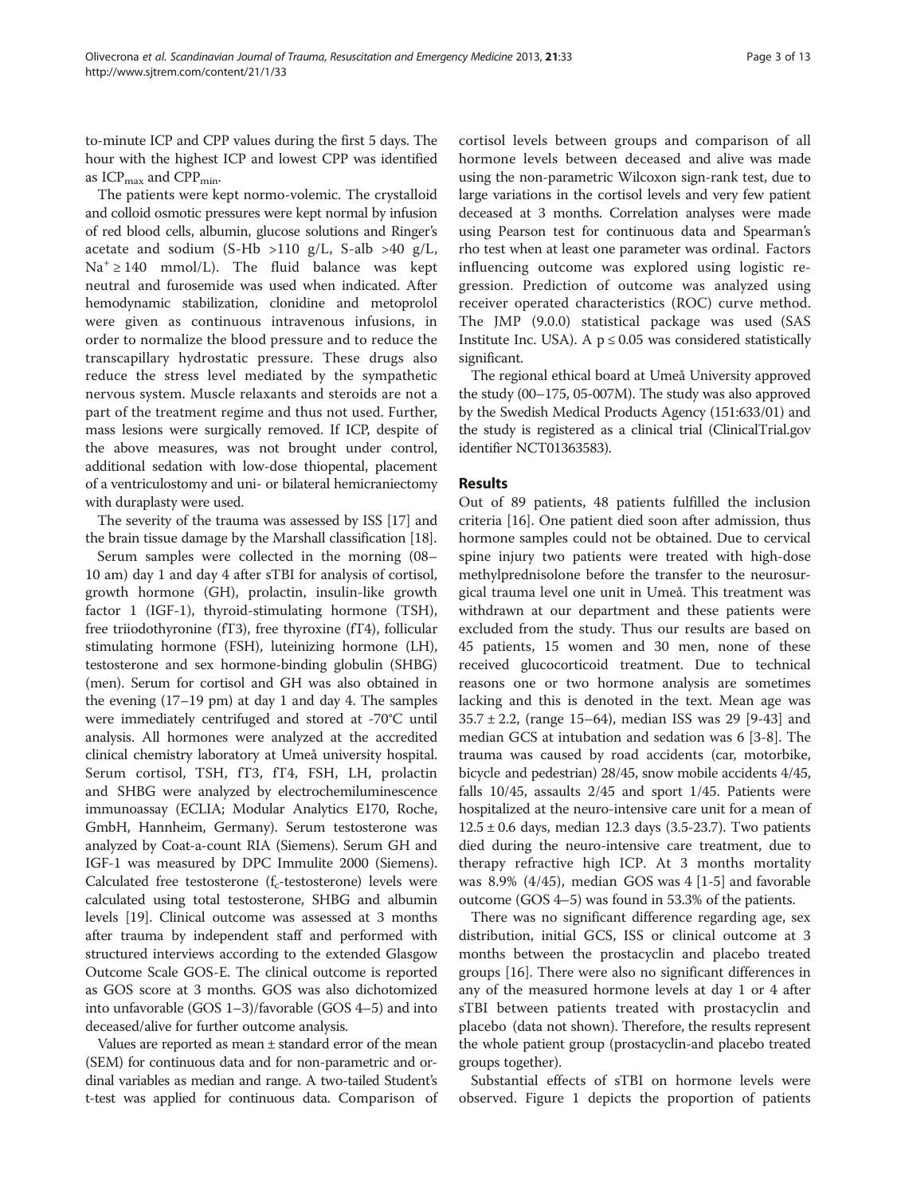to-minute ICP and CPP values during the first 5 days. The hour with the highest ICP and lowest CPP was identified as $ICP_{max}$ and $CPP_{min}$.

The patients were kept normo-volemic. The crystalloid and colloid osmotic pressures were kept normal by infusion of red blood cells, albumin, glucose solutions and Ringer's acetate and sodium (S-Hb >110 g/L, S-alb >40 g/L, $Na^+ \geq 140$ mmol/L). The fluid balance was kept neutral and furosemide was used when indicated. After hemodynamic stabilization, clonidine and metoprolol were given as continuous intravenous infusions, in order to normalize the blood pressure and to reduce the transcapillary hydrostatic pressure. These drugs also reduce the stress level mediated by the sympathetic nervous system. Muscle relaxants and steroids are not a part of the treatment regime and thus not used. Further, mass lesions were surgically removed. If ICP, despite of the above measures, was not brought under control, additional sedation with low-dose thiopental, placement of a ventriculostomy and uni- or bilateral hemicraniectomy with duraplasty were used.

The severity of the trauma was assessed by ISS [17] and the brain tissue damage by the Marshall classification [18].

Serum samples were collected in the morning (08–10 am) day 1 and day 4 after sTBI for analysis of cortisol, growth hormone (GH), prolactin, insulin-like growth factor 1 (IGF-1), thyroid-stimulating hormone (TSH), free triiodothyronine (fT3), free thyroxine (fT4), follicular stimulating hormone (FSH), luteinizing hormone (LH), testosterone and sex hormone-binding globulin (SHBG) (men). Serum for cortisol and GH was also obtained in the evening (17–19 pm) at day 1 and day 4. The samples were immediately centrifuged and stored at -70°C until analysis. All hormones were analyzed at the accredited clinical chemistry laboratory at Umeå university hospital. Serum cortisol, TSH, fT3, fT4, FSH, LH, prolactin and SHBG were analyzed by electrochemiluminescence immunoassay (ECLIA; Modular Analytics E170, Roche, GmbH, Hannheim, Germany). Serum testosterone was analyzed by Coat-a-count RIA (Siemens). Serum GH and IGF-1 was measured by DPC Immulite 2000 (Siemens). Calculated free testosterone ($f_c$-testosterone) levels were calculated using total testosterone, SHBG and albumin levels [19]. Clinical outcome was assessed at 3 months after trauma by independent staff and performed with structured interviews according to the extended Glasgow Outcome Scale GOS-E. The clinical outcome is reported as GOS score at 3 months. GOS was also dichotomized into unfavorable (GOS 1–3)/favorable (GOS 4–5) and into deceased/alive for further outcome analysis.

Values are reported as mean ± standard error of the mean (SEM) for continuous data and for non-parametric and ordinal variables as median and range. A two-tailed Student's t-test was applied for continuous data. Comparison of cortisol levels between groups and comparison of all hormone levels between deceased and alive was made using the non-parametric Wilcoxon sign-rank test, due to large variations in the cortisol levels and very few patient deceased at 3 months. Correlation analyses were made using Pearson test for continuous data and Spearman's rho test when at least one parameter was ordinal. Factors influencing outcome was explored using logistic regression. Prediction of outcome was analyzed using receiver operated characteristics (ROC) curve method. The JMP (9.0.0) statistical package was used (SAS Institute Inc. USA). A $p \leq 0.05$ was considered statistically significant.

The regional ethical board at Umeå University approved the study (00–175, 05-007M). The study was also approved by the Swedish Medical Products Agency (151:633/01) and the study is registered as a clinical trial (ClinicalTrial.gov identifier NCT01363583).

## Results

Out of 89 patients, 48 patients fulfilled the inclusion criteria [16]. One patient died soon after admission, thus hormone samples could not be obtained. Due to cervical spine injury two patients were treated with high-dose methylprednisolone before the transfer to the neurosurgical trauma level one unit in Umeå. This treatment was withdrawn at our department and these patients were excluded from the study. Thus our results are based on 45 patients, 15 women and 30 men, none of these received glucocorticoid treatment. Due to technical reasons one or two hormone analysis are sometimes lacking and this is denoted in the text. Mean age was 35.7 ± 2.2, (range 15–64), median ISS was 29 [9-43] and median GCS at intubation and sedation was 6 [3-8]. The trauma was caused by road accidents (car, motorbike, bicycle and pedestrian) 28/45, snow mobile accidents 4/45, falls 10/45, assaults 2/45 and sport 1/45. Patients were hospitalized at the neuro-intensive care unit for a mean of 12.5 ± 0.6 days, median 12.3 days (3.5-23.7). Two patients died during the neuro-intensive care treatment, due to therapy refractive high ICP. At 3 months mortality was 8.9% (4/45), median GOS was 4 [1-5] and favorable outcome (GOS 4–5) was found in 53.3% of the patients.

There was no significant difference regarding age, sex distribution, initial GCS, ISS or clinical outcome at 3 months between the prostacyclin and placebo treated groups [16]. There were also no significant differences in any of the measured hormone levels at day 1 or 4 after sTBI between patients treated with prostacyclin and placebo (data not shown). Therefore, the results represent the whole patient group (prostacyclin-and placebo treated groups together).

Substantial effects of sTBI on hormone levels were observed. Figure 1 depicts the proportion of patients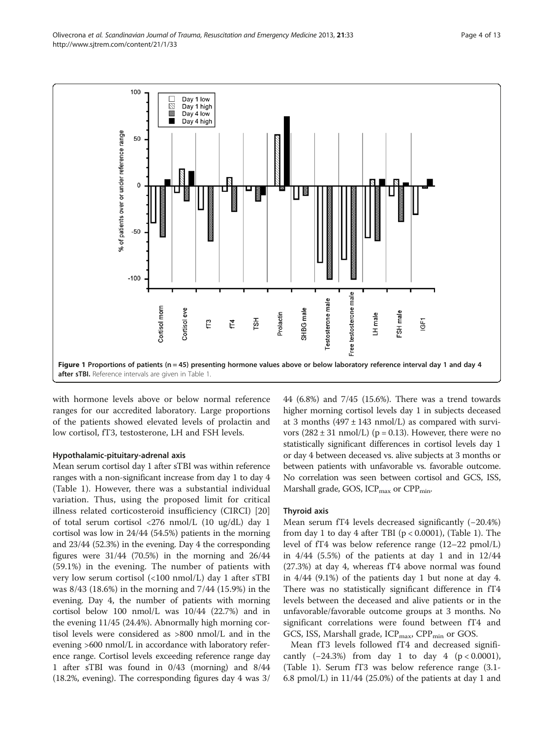Figure 1 Proportions of patients (n = 45) presenting hormone values above or below laboratory reference interval day 1 and day 4 after sTBI. Reference intervals are given in Table 1.

with hormone levels above or below normal reference ranges for our accredited laboratory. Large proportions of the patients showed elevated levels of prolactin and low cortisol, fT3, testosterone, LH and FSH levels.

### Hypothalamic-pituitary-adrenal axis

Mean serum cortisol day 1 after sTBI was within reference ranges with a non-significant increase from day 1 to day 4 (Table 1). However, there was a substantial individual variation. Thus, using the proposed limit for critical illness related corticosteroid insufficiency (CIRCI) [20] of total serum cortisol <276 nmol/L (10 ug/dL) day 1 cortisol was low in 24/44 (54.5%) patients in the morning and 23/44 (52.3%) in the evening. Day 4 the corresponding figures were 31/44 (70.5%) in the morning and 26/44 (59.1%) in the evening. The number of patients with very low serum cortisol (<100 nmol/L) day 1 after sTBI was 8/43 (18.6%) in the morning and 7/44 (15.9%) in the evening. Day 4, the number of patients with morning cortisol below 100 nmol/L was 10/44 (22.7%) and in the evening 11/45 (24.4%). Abnormally high morning cortisol levels were considered as >800 nmol/L and in the evening >600 nmol/L in accordance with laboratory reference range. Cortisol levels exceeding reference range day 1 after sTBI was found in 0/43 (morning) and 8/44 (18.2%, evening). The corresponding figures day 4 was 3/44 (6.8%) and 7/45 (15.6%). There was a trend towards higher morning cortisol levels day 1 in subjects deceased at 3 months (497 ± 143 nmol/L) as compared with survivors (282 ± 31 nmol/L) ($p = 0.13$). However, there were no statistically significant differences in cortisol levels day 1 or day 4 between deceased vs. alive subjects at 3 months or between patients with unfavorable vs. favorable outcome. No correlation was seen between cortisol and GCS, ISS, Marshall grade, GOS, $ICP_{max}$ or $CPP_{min}$.

### Thyroid axis

Mean serum fT4 levels decreased significantly (−20.4%) from day 1 to day 4 after TBI ($p < 0.0001$), (Table 1). The level of fT4 was below reference range (12–22 pmol/L) in 4/44 (5.5%) of the patients at day 1 and in 12/44 (27.3%) at day 4, whereas fT4 above normal was found in 4/44 (9.1%) of the patients day 1 but none at day 4. There was no statistically significant difference in fT4 levels between the deceased and alive patients or in the unfavorable/favorable outcome groups at 3 months. No significant correlations were found between fT4 and GCS, ISS, Marshall grade, $ICP_{max}$, $CPP_{min}$ or GOS.

Mean fT3 levels followed fT4 and decreased significantly (−24.3%) from day 1 to day 4 ($p < 0.0001$), (Table 1). Serum fT3 was below reference range (3.1-6.8 pmol/L) in 11/44 (25.0%) of the patients at day 1 and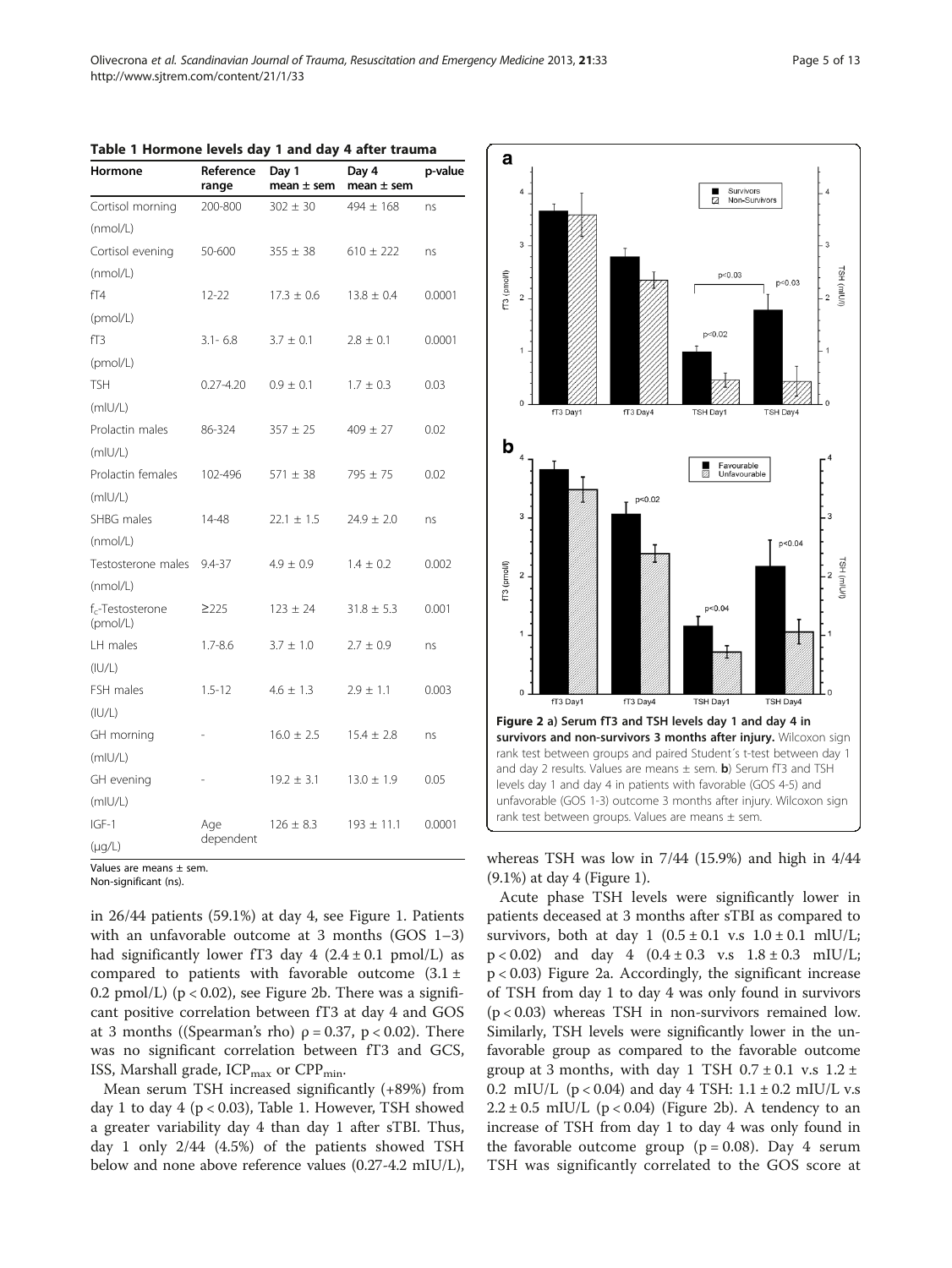**Table 1 Hormone levels day 1 and day 4 after trauma**

| Hormone | Reference range | Day 1 mean ± sem | Day 4 mean ± sem | p-value |
|---|---|---|---|---|
| Cortisol morning (nmol/L) | 200-800 | 302 ± 30 | 494 ± 168 | ns |
| Cortisol evening (nmol/L) | 50-600 | 355 ± 38 | 610 ± 222 | ns |
| fT4 (pmol/L) | 12-22 | 17.3 ± 0.6 | 13.8 ± 0.4 | 0.0001 |
| fT3 (pmol/L) | 3.1- 6.8 | 3.7 ± 0.1 | 2.8 ± 0.1 | 0.0001 |
| TSH (mIU/L) | 0.27-4.20 | 0.9 ± 0.1 | 1.7 ± 0.3 | 0.03 |
| Prolactin males (mIU/L) | 86-324 | 357 ± 25 | 409 ± 27 | 0.02 |
| Prolactin females (mIU/L) | 102-496 | 571 ± 38 | 795 ± 75 | 0.02 |
| SHBG males (nmol/L) | 14-48 | 22.1 ± 1.5 | 24.9 ± 2.0 | ns |
| Testosterone males (nmol/L) | 9.4-37 | 4.9 ± 0.9 | 1.4 ± 0.2 | 0.002 |
| $f_c$-Testosterone (pmol/L) | ≥225 | 123 ± 24 | 31.8 ± 5.3 | 0.001 |
| LH males (IU/L) | 1.7-8.6 | 3.7 ± 1.0 | 2.7 ± 0.9 | ns |
| FSH males (IU/L) | 1.5-12 | 4.6 ± 1.3 | 2.9 ± 1.1 | 0.003 |
| GH morning (mIU/L) | - | 16.0 ± 2.5 | 15.4 ± 2.8 | ns |
| GH evening (mIU/L) | - | 19.2 ± 3.1 | 13.0 ± 1.9 | 0.05 |
| IGF-1 (μg/L) | Age dependent | 126 ± 8.3 | 193 ± 11.1 | 0.0001 |

Values are means ± sem.
Non-significant (ns).

in 26/44 patients (59.1%) at day 4, see Figure 1. Patients with an unfavorable outcome at 3 months (GOS 1–3) had significantly lower fT3 day 4 (2.4 ± 0.1 pmol/L) as compared to patients with favorable outcome (3.1 ± 0.2 pmol/L) ($p < 0.02$), see Figure 2b. There was a significant positive correlation between fT3 at day 4 and GOS at 3 months ((Spearman's rho) $\rho = 0.37$, $p < 0.02$). There was no significant correlation between fT3 and GCS, ISS, Marshall grade, $ICP_{max}$ or $CPP_{min}$.

Mean serum TSH increased significantly (+89%) from day 1 to day 4 ($p < 0.03$), Table 1. However, TSH showed a greater variability day 4 than day 1 after sTBI. Thus, day 1 only 2/44 (4.5%) of the patients showed TSH below and none above reference values (0.27-4.2 mIU/L), whereas TSH was low in 7/44 (15.9%) and high in 4/44 (9.1%) at day 4 (Figure 1).

**Figure 2 a) Serum fT3 and TSH levels day 1 and day 4 in survivors and non-survivors 3 months after injury.** Wilcoxon sign rank test between groups and paired Student´s t-test between day 1 and day 2 results. Values are means ± sem. **b**) Serum fT3 and TSH levels day 1 and day 4 in patients with favorable (GOS 4-5) and unfavorable (GOS 1-3) outcome 3 months after injury. Wilcoxon sign rank test between groups. Values are means ± sem.

Acute phase TSH levels were significantly lower in patients deceased at 3 months after sTBI as compared to survivors, both at day 1 (0.5 ± 0.1 v.s 1.0 ± 0.1 mlU/L; $p < 0.02$) and day 4 (0.4 ± 0.3 v.s 1.8 ± 0.3 mIU/L; $p < 0.03$) Figure 2a. Accordingly, the significant increase of TSH from day 1 to day 4 was only found in survivors ($p < 0.03$) whereas TSH in non-survivors remained low. Similarly, TSH levels were significantly lower in the unfavorable group as compared to the favorable outcome group at 3 months, with day 1 TSH 0.7 ± 0.1 v.s 1.2 ± 0.2 mIU/L ($p < 0.04$) and day 4 TSH: 1.1 ± 0.2 mIU/L v.s 2.2 ± 0.5 mIU/L ($p < 0.04$) (Figure 2b). A tendency to an increase of TSH from day 1 to day 4 was only found in the favorable outcome group ($p = 0.08$). Day 4 serum TSH was significantly correlated to the GOS score at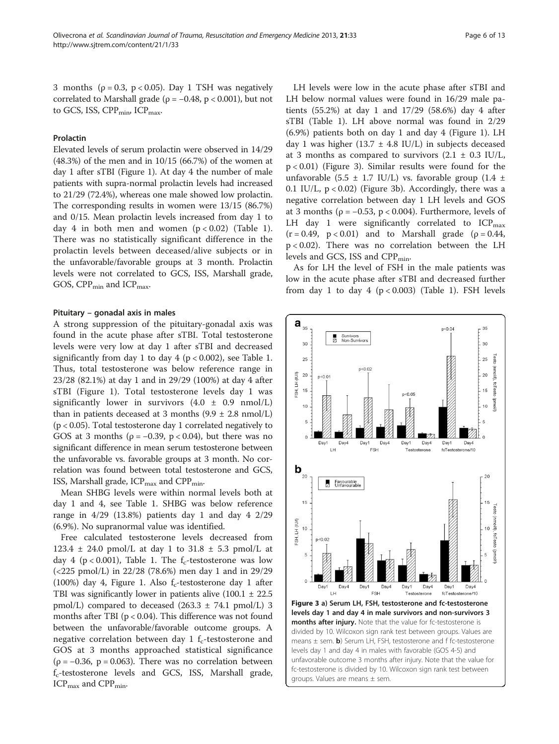3 months ($\rho = 0.3$, $p < 0.05$). Day 1 TSH was negatively correlated to Marshall grade ($\rho = -0.48$, $p < 0.001$), but not to GCS, ISS, $CPP_{min}$, $ICP_{max}$.

#### Prolactin

Elevated levels of serum prolactin were observed in 14/29 (48.3%) of the men and in 10/15 (66.7%) of the women at day 1 after sTBI (Figure 1). At day 4 the number of male patients with supra-normal prolactin levels had increased to 21/29 (72.4%), whereas one male showed low prolactin. The corresponding results in women were 13/15 (86.7%) and 0/15. Mean prolactin levels increased from day 1 to day 4 in both men and women ($p < 0.02$) (Table 1). There was no statistically significant difference in the prolactin levels between deceased/alive subjects or in the unfavorable/favorable groups at 3 month. Prolactin levels were not correlated to GCS, ISS, Marshall grade, GOS, $CPP_{min}$ and $ICP_{max}$.

#### Pituitary – gonadal axis in males

A strong suppression of the pituitary-gonadal axis was found in the acute phase after sTBI. Total testosterone levels were very low at day 1 after sTBI and decreased significantly from day 1 to day 4 ($p < 0.002$), see Table 1. Thus, total testosterone was below reference range in 23/28 (82.1%) at day 1 and in 29/29 (100%) at day 4 after sTBI (Figure 1). Total testosterone levels day 1 was significantly lower in survivors (4.0 ± 0.9 nmol/L) than in patients deceased at 3 months (9.9 ± 2.8 nmol/L) ($p < 0.05$). Total testosterone day 1 correlated negatively to GOS at 3 months ($\rho = -0.39$, $p < 0.04$), but there was no significant difference in mean serum testosterone between the unfavorable vs. favorable groups at 3 month. No correlation was found between total testosterone and GCS, ISS, Marshall grade, $ICP_{max}$ and $CPP_{min}$.

Mean SHBG levels were within normal levels both at day 1 and 4, see Table 1. SHBG was below reference range in 4/29 (13.8%) patients day 1 and day 4 2/29 (6.9%). No supranormal value was identified.

Free calculated testosterone levels decreased from 123.4 ± 24.0 pmol/L at day 1 to 31.8 ± 5.3 pmol/L at day 4 ($p < 0.001$), Table 1. The $f_c$-testosterone was low (<225 pmol/L) in 22/28 (78.6%) men day 1 and in 29/29 (100%) day 4, Figure 1. Also $f_c$-testosterone day 1 after TBI was significantly lower in patients alive (100.1 ± 22.5 pmol/L) compared to deceased (263.3 ± 74.1 pmol/L) 3 months after TBI ($p < 0.04$). This difference was not found between the unfavorable/favorable outcome groups. A negative correlation between day 1 $f_c$-testosterone and GOS at 3 months approached statistical significance ($\rho = -0.36$, $p = 0.063$). There was no correlation between $f_c$-testosterone levels and GCS, ISS, Marshall grade, $ICP_{max}$ and $CPP_{min}$.

LH levels were low in the acute phase after sTBI and LH below normal values were found in 16/29 male patients (55.2%) at day 1 and 17/29 (58.6%) day 4 after sTBI (Table 1). LH above normal was found in 2/29 (6.9%) patients both on day 1 and day 4 (Figure 1). LH day 1 was higher (13.7 ± 4.8 IU/L) in subjects deceased at 3 months as compared to survivors (2.1 ± 0.3 IU/L, $p < 0.01$) (Figure 3). Similar results were found for the unfavorable (5.5 ± 1.7 IU/L) vs. favorable group (1.4 ± 0.1 IU/L, $p < 0.02$) (Figure 3b). Accordingly, there was a negative correlation between day 1 LH levels and GOS at 3 months ($\rho = -0.53$, $p < 0.004$). Furthermore, levels of LH day 1 were significantly correlated to $ICP_{max}$ ($r = 0.49$, $p < 0.01$) and to Marshall grade ($\rho = 0.44$, $p < 0.02$). There was no correlation between the LH levels and GCS, ISS and $CPP_{min}$.

As for LH the level of FSH in the male patients was low in the acute phase after sTBI and decreased further from day 1 to day 4 ($p < 0.003$) (Table 1). FSH levels

**Figure 3 a)** Serum LH, FSH, testosterone and fc-testosterone levels day 1 and day 4 in male survivors and non-survivors 3 months after injury. Note that the value for fc-testosterone is divided by 10. Wilcoxon sign rank test between groups. Values are means ± sem. **b)** Serum LH, FSH, testosterone and f fc-testosterone levels day 1 and day 4 in males with favorable (GOS 4-5) and unfavorable outcome 3 months after injury. Note that the value for fc-testosterone is divided by 10. Wilcoxon sign rank test between groups. Values are means ± sem.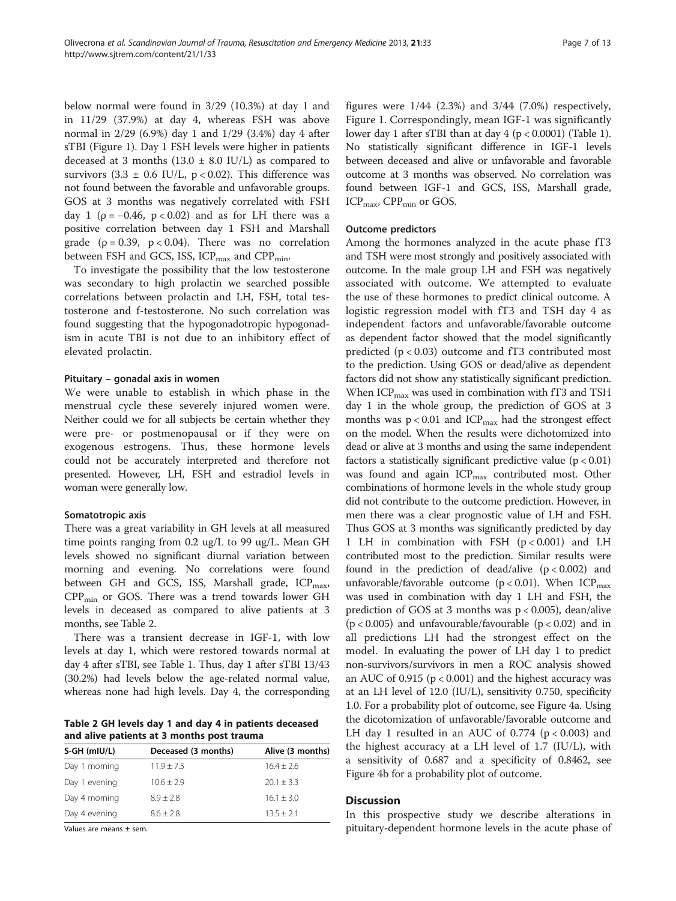below normal were found in 3/29 (10.3%) at day 1 and in 11/29 (37.9%) at day 4, whereas FSH was above normal in 2/29 (6.9%) day 1 and 1/29 (3.4%) day 4 after sTBI (Figure 1). Day 1 FSH levels were higher in patients deceased at 3 months (13.0 ± 8.0 IU/L) as compared to survivors (3.3 ± 0.6 IU/L, $p < 0.02$). This difference was not found between the favorable and unfavorable groups. GOS at 3 months was negatively correlated with FSH day 1 ($\rho = -0.46$, $p < 0.02$) and as for LH there was a positive correlation between day 1 FSH and Marshall grade ($\rho = 0.39$, $p < 0.04$). There was no correlation between FSH and GCS, ISS, $ICP_{max}$ and $CPP_{min}$.

To investigate the possibility that the low testosterone was secondary to high prolactin we searched possible correlations between prolactin and LH, FSH, total testosterone and f-testosterone. No such correlation was found suggesting that the hypogonadotropic hypogonadism in acute TBI is not due to an inhibitory effect of elevated prolactin.

#### Pituitary – gonadal axis in women

We were unable to establish in which phase in the menstrual cycle these severely injured women were. Neither could we for all subjects be certain whether they were pre- or postmenopausal or if they were on exogenous estrogens. Thus, these hormone levels could not be accurately interpreted and therefore not presented. However, LH, FSH and estradiol levels in woman were generally low.

#### Somatotropic axis

There was a great variability in GH levels at all measured time points ranging from 0.2 ug/L to 99 ug/L. Mean GH levels showed no significant diurnal variation between morning and evening. No correlations were found between GH and GCS, ISS, Marshall grade, $ICP_{max}$, $CPP_{min}$ or GOS. There was a trend towards lower GH levels in deceased as compared to alive patients at 3 months, see Table 2.

There was a transient decrease in IGF-1, with low levels at day 1, which were restored towards normal at day 4 after sTBI, see Table 1. Thus, day 1 after sTBI 13/43 (30.2%) had levels below the age-related normal value, whereas none had high levels. Day 4, the corresponding figures were 1/44 (2.3%) and 3/44 (7.0%) respectively, Figure 1. Correspondingly, mean IGF-1 was significantly lower day 1 after sTBI than at day 4 ($p < 0.0001$) (Table 1). No statistically significant difference in IGF-1 levels between deceased and alive or unfavorable and favorable outcome at 3 months was observed. No correlation was found between IGF-1 and GCS, ISS, Marshall grade, $ICP_{max}$, $CPP_{min}$ or GOS.

**Table 2 GH levels day 1 and day 4 in patients deceased and alive patients at 3 months post trauma**

| S-GH (mIU/L) | Deceased (3 months) | Alive (3 months) |
|---|---|---|
| Day 1 morning | 11.9 ± 7.5 | 16.4 ± 2.6 |
| Day 1 evening | 10.6 ± 2.9 | 20.1 ± 3.3 |
| Day 4 morning | 8.9 ± 2.8 | 16.1 ± 3.0 |
| Day 4 evening | 8.6 ± 2.8 | 13.5 ± 2.1 |

Values are means ± sem.

#### Outcome predictors

Among the hormones analyzed in the acute phase fT3 and TSH were most strongly and positively associated with outcome. In the male group LH and FSH was negatively associated with outcome. We attempted to evaluate the use of these hormones to predict clinical outcome. A logistic regression model with fT3 and TSH day 4 as independent factors and unfavorable/favorable outcome as dependent factor showed that the model significantly predicted ($p < 0.03$) outcome and fT3 contributed most to the prediction. Using GOS or dead/alive as dependent factors did not show any statistically significant prediction. When $ICP_{max}$ was used in combination with fT3 and TSH day 1 in the whole group, the prediction of GOS at 3 months was $p < 0.01$ and $ICP_{max}$ had the strongest effect on the model. When the results were dichotomized into dead or alive at 3 months and using the same independent factors a statistically significant predictive value ($p < 0.01$) was found and again $ICP_{max}$ contributed most. Other combinations of hormone levels in the whole study group did not contribute to the outcome prediction. However, in men there was a clear prognostic value of LH and FSH. Thus GOS at 3 months was significantly predicted by day 1 LH in combination with FSH ($p < 0.001$) and LH contributed most to the prediction. Similar results were found in the prediction of dead/alive ($p < 0.002$) and unfavorable/favorable outcome ($p < 0.01$). When $ICP_{max}$ was used in combination with day 1 LH and FSH, the prediction of GOS at 3 months was $p < 0.005$), dean/alive ($p < 0.005$) and unfavourable/favourable ($p < 0.02$) and in all predictions LH had the strongest effect on the model. In evaluating the power of LH day 1 to predict non-survivors/survivors in men a ROC analysis showed an AUC of 0.915 ($p < 0.001$) and the highest accuracy was at an LH level of 12.0 (IU/L), sensitivity 0.750, specificity 1.0. For a probability plot of outcome, see Figure 4a. Using the dicotomization of unfavorable/favorable outcome and LH day 1 resulted in an AUC of 0.774 ($p < 0.003$) and the highest accuracy at a LH level of 1.7 (IU/L), with a sensitivity of 0.687 and a specificity of 0.8462, see Figure 4b for a probability plot of outcome.

## Discussion

In this prospective study we describe alterations in pituitary-dependent hormone levels in the acute phase of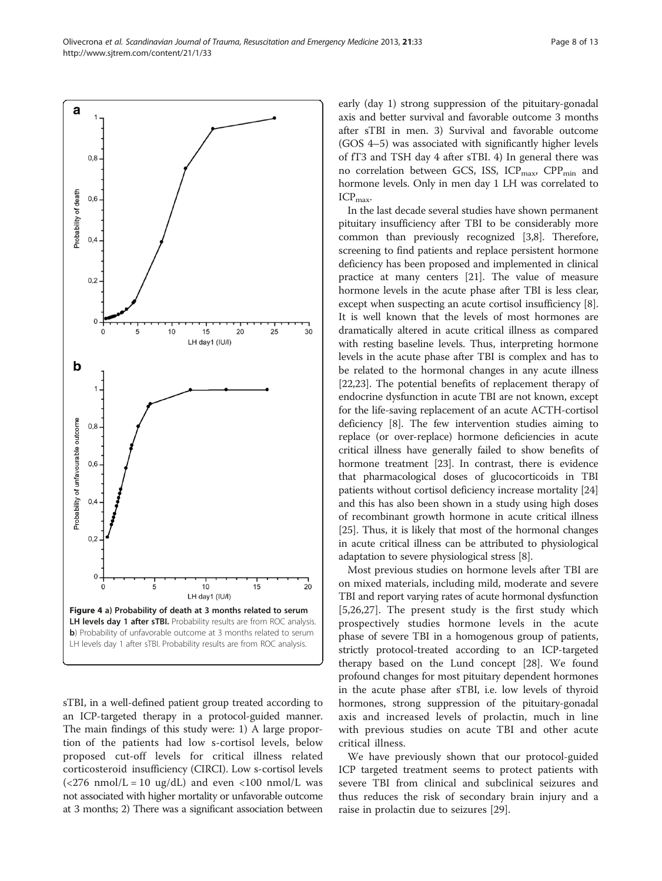**Figure 4 a) Probability of death at 3 months related to serum LH levels day 1 after sTBI.** Probability results are from ROC analysis. **b**) Probability of unfavorable outcome at 3 months related to serum LH levels day 1 after sTBI. Probability results are from ROC analysis.

sTBI, in a well-defined patient group treated according to an ICP-targeted therapy in a protocol-guided manner. The main findings of this study were: 1) A large proportion of the patients had low s-cortisol levels, below proposed cut-off levels for critical illness related corticosteroid insufficiency (CIRCI). Low s-cortisol levels (<276 nmol/L = 10 ug/dL) and even <100 nmol/L was not associated with higher mortality or unfavorable outcome at 3 months; 2) There was a significant association between early (day 1) strong suppression of the pituitary-gonadal axis and better survival and favorable outcome 3 months after sTBI in men. 3) Survival and favorable outcome (GOS 4–5) was associated with significantly higher levels of fT3 and TSH day 4 after sTBI. 4) In general there was no correlation between GCS, ISS, $ICP_{max}$, $CPP_{min}$ and hormone levels. Only in men day 1 LH was correlated to $ICP_{max}$.

In the last decade several studies have shown permanent pituitary insufficiency after TBI to be considerably more common than previously recognized [3,8]. Therefore, screening to find patients and replace persistent hormone deficiency has been proposed and implemented in clinical practice at many centers [21]. The value of measure hormone levels in the acute phase after TBI is less clear, except when suspecting an acute cortisol insufficiency [8]. It is well known that the levels of most hormones are dramatically altered in acute critical illness as compared with resting baseline levels. Thus, interpreting hormone levels in the acute phase after TBI is complex and has to be related to the hormonal changes in any acute illness [22,23]. The potential benefits of replacement therapy of endocrine dysfunction in acute TBI are not known, except for the life-saving replacement of an acute ACTH-cortisol deficiency [8]. The few intervention studies aiming to replace (or over-replace) hormone deficiencies in acute critical illness have generally failed to show benefits of hormone treatment [23]. In contrast, there is evidence that pharmacological doses of glucocorticoids in TBI patients without cortisol deficiency increase mortality [24] and this has also been shown in a study using high doses of recombinant growth hormone in acute critical illness [25]. Thus, it is likely that most of the hormonal changes in acute critical illness can be attributed to physiological adaptation to severe physiological stress [8].

Most previous studies on hormone levels after TBI are on mixed materials, including mild, moderate and severe TBI and report varying rates of acute hormonal dysfunction [5,26,27]. The present study is the first study which prospectively studies hormone levels in the acute phase of severe TBI in a homogenous group of patients, strictly protocol-treated according to an ICP-targeted therapy based on the Lund concept [28]. We found profound changes for most pituitary dependent hormones in the acute phase after sTBI, i.e. low levels of thyroid hormones, strong suppression of the pituitary-gonadal axis and increased levels of prolactin, much in line with previous studies on acute TBI and other acute critical illness.

We have previously shown that our protocol-guided ICP targeted treatment seems to protect patients with severe TBI from clinical and subclinical seizures and thus reduces the risk of secondary brain injury and a raise in prolactin due to seizures [29].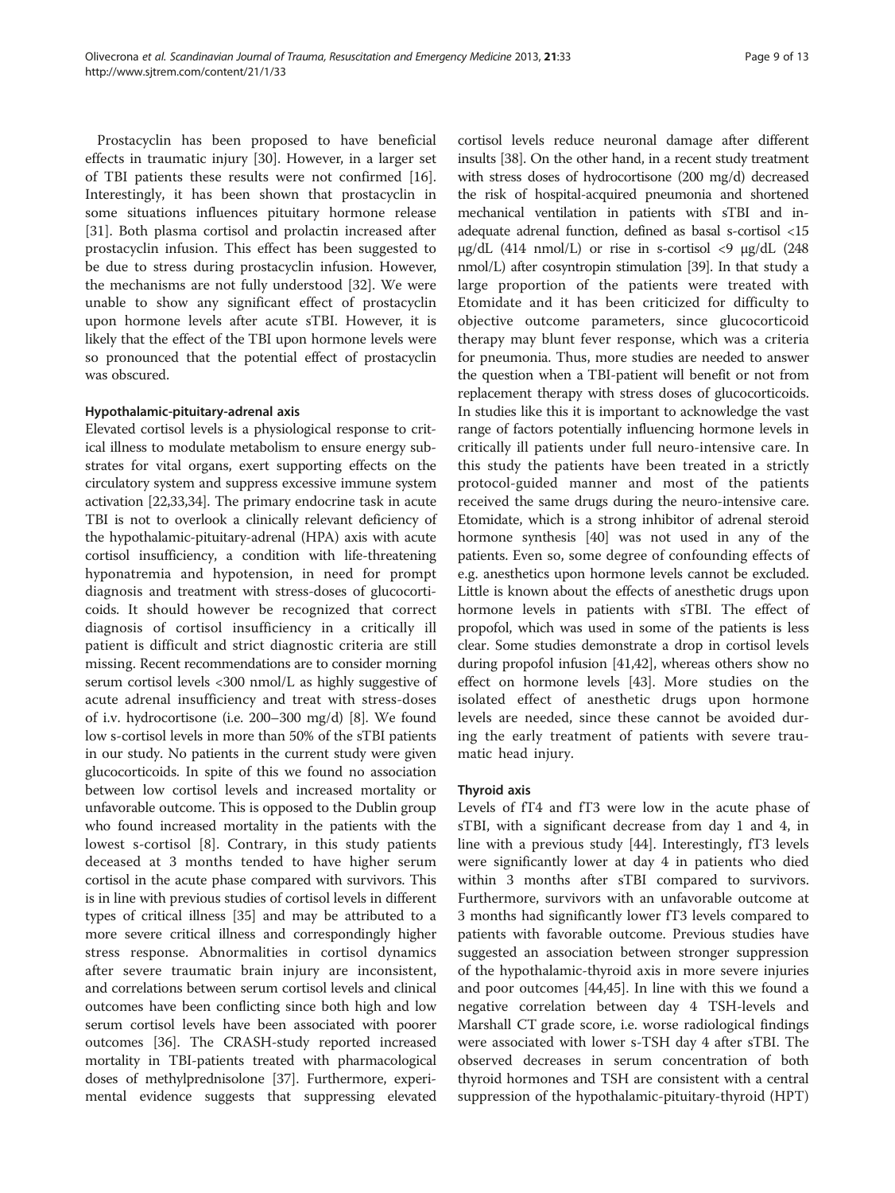Prostacyclin has been proposed to have beneficial effects in traumatic injury [30]. However, in a larger set of TBI patients these results were not confirmed [16]. Interestingly, it has been shown that prostacyclin in some situations influences pituitary hormone release [31]. Both plasma cortisol and prolactin increased after prostacyclin infusion. This effect has been suggested to be due to stress during prostacyclin infusion. However, the mechanisms are not fully understood [32]. We were unable to show any significant effect of prostacyclin upon hormone levels after acute sTBI. However, it is likely that the effect of the TBI upon hormone levels were so pronounced that the potential effect of prostacyclin was obscured.

#### Hypothalamic-pituitary-adrenal axis

Elevated cortisol levels is a physiological response to critical illness to modulate metabolism to ensure energy substrates for vital organs, exert supporting effects on the circulatory system and suppress excessive immune system activation [22,33,34]. The primary endocrine task in acute TBI is not to overlook a clinically relevant deficiency of the hypothalamic-pituitary-adrenal (HPA) axis with acute cortisol insufficiency, a condition with life-threatening hyponatremia and hypotension, in need for prompt diagnosis and treatment with stress-doses of glucocorticoids. It should however be recognized that correct diagnosis of cortisol insufficiency in a critically ill patient is difficult and strict diagnostic criteria are still missing. Recent recommendations are to consider morning serum cortisol levels <300 nmol/L as highly suggestive of acute adrenal insufficiency and treat with stress-doses of i.v. hydrocortisone (i.e. 200–300 mg/d) [8]. We found low s-cortisol levels in more than 50% of the sTBI patients in our study. No patients in the current study were given glucocorticoids. In spite of this we found no association between low cortisol levels and increased mortality or unfavorable outcome. This is opposed to the Dublin group who found increased mortality in the patients with the lowest s-cortisol [8]. Contrary, in this study patients deceased at 3 months tended to have higher serum cortisol in the acute phase compared with survivors. This is in line with previous studies of cortisol levels in different types of critical illness [35] and may be attributed to a more severe critical illness and correspondingly higher stress response. Abnormalities in cortisol dynamics after severe traumatic brain injury are inconsistent, and correlations between serum cortisol levels and clinical outcomes have been conflicting since both high and low serum cortisol levels have been associated with poorer outcomes [36]. The CRASH-study reported increased mortality in TBI-patients treated with pharmacological doses of methylprednisolone [37]. Furthermore, experimental evidence suggests that suppressing elevated cortisol levels reduce neuronal damage after different insults [38]. On the other hand, in a recent study treatment with stress doses of hydrocortisone (200 mg/d) decreased the risk of hospital-acquired pneumonia and shortened mechanical ventilation in patients with sTBI and inadequate adrenal function, defined as basal s-cortisol <15 μg/dL (414 nmol/L) or rise in s-cortisol <9 μg/dL (248 nmol/L) after cosyntropin stimulation [39]. In that study a large proportion of the patients were treated with Etomidate and it has been criticized for difficulty to objective outcome parameters, since glucocorticoid therapy may blunt fever response, which was a criteria for pneumonia. Thus, more studies are needed to answer the question when a TBI-patient will benefit or not from replacement therapy with stress doses of glucocorticoids. In studies like this it is important to acknowledge the vast range of factors potentially influencing hormone levels in critically ill patients under full neuro-intensive care. In this study the patients have been treated in a strictly protocol-guided manner and most of the patients received the same drugs during the neuro-intensive care. Etomidate, which is a strong inhibitor of adrenal steroid hormone synthesis [40] was not used in any of the patients. Even so, some degree of confounding effects of e.g. anesthetics upon hormone levels cannot be excluded. Little is known about the effects of anesthetic drugs upon hormone levels in patients with sTBI. The effect of propofol, which was used in some of the patients is less clear. Some studies demonstrate a drop in cortisol levels during propofol infusion [41,42], whereas others show no effect on hormone levels [43]. More studies on the isolated effect of anesthetic drugs upon hormone levels are needed, since these cannot be avoided during the early treatment of patients with severe traumatic head injury.

#### Thyroid axis

Levels of fT4 and fT3 were low in the acute phase of sTBI, with a significant decrease from day 1 and 4, in line with a previous study [44]. Interestingly, fT3 levels were significantly lower at day 4 in patients who died within 3 months after sTBI compared to survivors. Furthermore, survivors with an unfavorable outcome at 3 months had significantly lower fT3 levels compared to patients with favorable outcome. Previous studies have suggested an association between stronger suppression of the hypothalamic-thyroid axis in more severe injuries and poor outcomes [44,45]. In line with this we found a negative correlation between day 4 TSH-levels and Marshall CT grade score, i.e. worse radiological findings were associated with lower s-TSH day 4 after sTBI. The observed decreases in serum concentration of both thyroid hormones and TSH are consistent with a central suppression of the hypothalamic-pituitary-thyroid (HPT)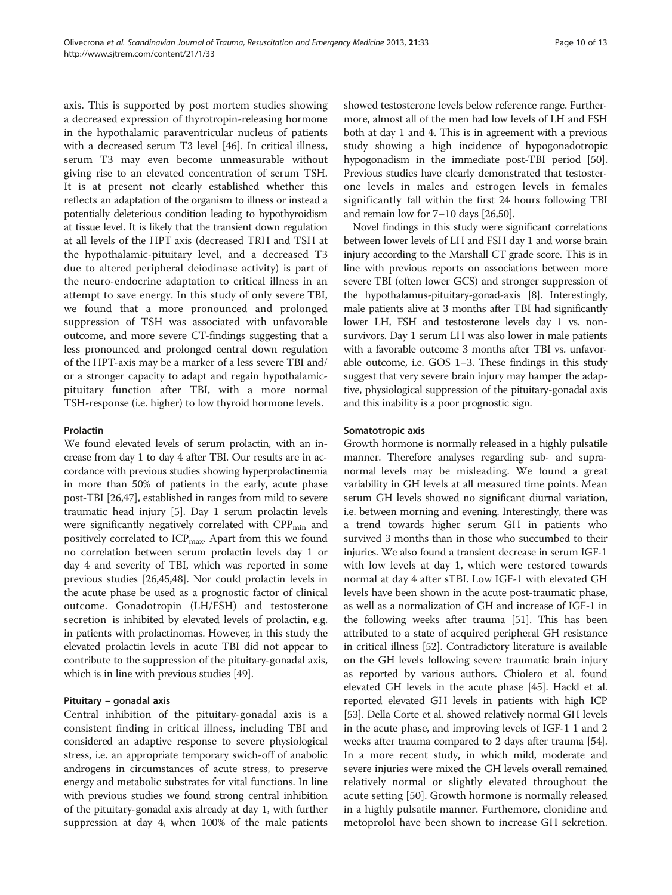axis. This is supported by post mortem studies showing a decreased expression of thyrotropin-releasing hormone in the hypothalamic paraventricular nucleus of patients with a decreased serum T3 level [46]. In critical illness, serum T3 may even become unmeasurable without giving rise to an elevated concentration of serum TSH. It is at present not clearly established whether this reflects an adaptation of the organism to illness or instead a potentially deleterious condition leading to hypothyroidism at tissue level. It is likely that the transient down regulation at all levels of the HPT axis (decreased TRH and TSH at the hypothalamic-pituitary level, and a decreased T3 due to altered peripheral deiodinase activity) is part of the neuro-endocrine adaptation to critical illness in an attempt to save energy. In this study of only severe TBI, we found that a more pronounced and prolonged suppression of TSH was associated with unfavorable outcome, and more severe CT-findings suggesting that a less pronounced and prolonged central down regulation of the HPT-axis may be a marker of a less severe TBI and/or a stronger capacity to adapt and regain hypothalamic-pituitary function after TBI, with a more normal TSH-response (i.e. higher) to low thyroid hormone levels.

#### Prolactin

We found elevated levels of serum prolactin, with an increase from day 1 to day 4 after TBI. Our results are in accordance with previous studies showing hyperprolactinemia in more than 50% of patients in the early, acute phase post-TBI [26,47], established in ranges from mild to severe traumatic head injury [5]. Day 1 serum prolactin levels were significantly negatively correlated with $CPP_{min}$ and positively correlated to $ICP_{max}$. Apart from this we found no correlation between serum prolactin levels day 1 or day 4 and severity of TBI, which was reported in some previous studies [26,45,48]. Nor could prolactin levels in the acute phase be used as a prognostic factor of clinical outcome. Gonadotropin (LH/FSH) and testosterone secretion is inhibited by elevated levels of prolactin, e.g. in patients with prolactinomas. However, in this study the elevated prolactin levels in acute TBI did not appear to contribute to the suppression of the pituitary-gonadal axis, which is in line with previous studies [49].

#### Pituitary – gonadal axis

Central inhibition of the pituitary-gonadal axis is a consistent finding in critical illness, including TBI and considered an adaptive response to severe physiological stress, i.e. an appropriate temporary swich-off of anabolic androgens in circumstances of acute stress, to preserve energy and metabolic substrates for vital functions. In line with previous studies we found strong central inhibition of the pituitary-gonadal axis already at day 1, with further suppression at day 4, when 100% of the male patients showed testosterone levels below reference range. Furthermore, almost all of the men had low levels of LH and FSH both at day 1 and 4. This is in agreement with a previous study showing a high incidence of hypogonadotropic hypogonadism in the immediate post-TBI period [50]. Previous studies have clearly demonstrated that testosterone levels in males and estrogen levels in females significantly fall within the first 24 hours following TBI and remain low for 7–10 days [26,50].

Novel findings in this study were significant correlations between lower levels of LH and FSH day 1 and worse brain injury according to the Marshall CT grade score. This is in line with previous reports on associations between more severe TBI (often lower GCS) and stronger suppression of the hypothalamus-pituitary-gonad-axis [8]. Interestingly, male patients alive at 3 months after TBI had significantly lower LH, FSH and testosterone levels day 1 vs. non-survivors. Day 1 serum LH was also lower in male patients with a favorable outcome 3 months after TBI vs. unfavorable outcome, i.e. GOS 1–3. These findings in this study suggest that very severe brain injury may hamper the adaptive, physiological suppression of the pituitary-gonadal axis and this inability is a poor prognostic sign.

#### Somatotropic axis

Growth hormone is normally released in a highly pulsatile manner. Therefore analyses regarding sub- and supranormal levels may be misleading. We found a great variability in GH levels at all measured time points. Mean serum GH levels showed no significant diurnal variation, i.e. between morning and evening. Interestingly, there was a trend towards higher serum GH in patients who survived 3 months than in those who succumbed to their injuries. We also found a transient decrease in serum IGF-1 with low levels at day 1, which were restored towards normal at day 4 after sTBI. Low IGF-1 with elevated GH levels have been shown in the acute post-traumatic phase, as well as a normalization of GH and increase of IGF-1 in the following weeks after trauma [51]. This has been attributed to a state of acquired peripheral GH resistance in critical illness [52]. Contradictory literature is available on the GH levels following severe traumatic brain injury as reported by various authors. Chiolero et al. found elevated GH levels in the acute phase [45]. Hackl et al. reported elevated GH levels in patients with high ICP [53]. Della Corte et al. showed relatively normal GH levels in the acute phase, and improving levels of IGF-1 1 and 2 weeks after trauma compared to 2 days after trauma [54]. In a more recent study, in which mild, moderate and severe injuries were mixed the GH levels overall remained relatively normal or slightly elevated throughout the acute setting [50]. Growth hormone is normally released in a highly pulsatile manner. Futhermore, clonidine and metoprolol have been shown to increase GH sekretion.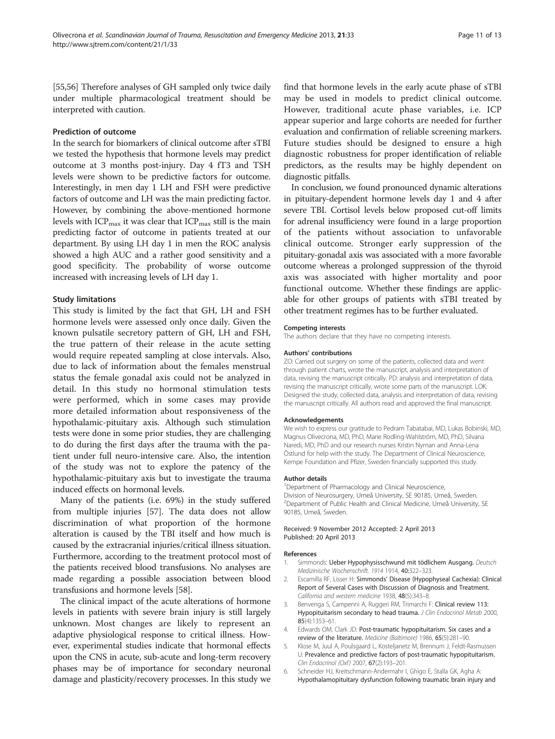[55,56] Therefore analyses of GH sampled only twice daily under multiple pharmacological treatment should be interpreted with caution.

### Prediction of outcome

In the search for biomarkers of clinical outcome after sTBI we tested the hypothesis that hormone levels may predict outcome at 3 months post-injury. Day 4 fT3 and TSH levels were shown to be predictive factors for outcome. Interestingly, in men day 1 LH and FSH were predictive factors of outcome and LH was the main predicting factor. However, by combining the above-mentioned hormone levels with $ICP_{max}$ it was clear that $ICP_{max}$ still is the main predicting factor of outcome in patients treated at our department. By using LH day 1 in men the ROC analysis showed a high AUC and a rather good sensitivity and a good specificity. The probability of worse outcome increased with increasing levels of LH day 1.

### Study limitations

This study is limited by the fact that GH, LH and FSH hormone levels were assessed only once daily. Given the known pulsatile secretory pattern of GH, LH and FSH, the true pattern of their release in the acute setting would require repeated sampling at close intervals. Also, due to lack of information about the females menstrual status the female gonadal axis could not be analyzed in detail. In this study no hormonal stimulation tests were performed, which in some cases may provide more detailed information about responsiveness of the hypothalamic-pituitary axis. Although such stimulation tests were done in some prior studies, they are challenging to do during the first days after the trauma with the patient under full neuro-intensive care. Also, the intention of the study was not to explore the patency of the hypothalamic-pituitary axis but to investigate the trauma induced effects on hormonal levels.

Many of the patients (i.e. 69%) in the study suffered from multiple injuries [57]. The data does not allow discrimination of what proportion of the hormone alteration is caused by the TBI itself and how much is caused by the extracranial injuries/critical illness situation. Furthermore, according to the treatment protocol most of the patients received blood transfusions. No analyses are made regarding a possible association between blood transfusions and hormone levels [58].

The clinical impact of the acute alterations of hormone levels in patients with severe brain injury is still largely unknown. Most changes are likely to represent an adaptive physiological response to critical illness. However, experimental studies indicate that hormonal effects upon the CNS in acute, sub-acute and long-term recovery phases may be of importance for secondary neuronal damage and plasticity/recovery processes. In this study we find that hormone levels in the early acute phase of sTBI may be used in models to predict clinical outcome. However, traditional acute phase variables, i.e. ICP appear superior and large cohorts are needed for further evaluation and confirmation of reliable screening markers. Future studies should be designed to ensure a high diagnostic robustness for proper identification of reliable predictors, as the results may be highly dependent on diagnostic pitfalls.

In conclusion, we found pronounced dynamic alterations in pituitary-dependent hormone levels day 1 and 4 after severe TBI. Cortisol levels below proposed cut-off limits for adrenal insufficiency were found in a large proportion of the patients without association to unfavorable clinical outcome. Stronger early suppression of the pituitary-gonadal axis was associated with a more favorable outcome whereas a prolonged suppression of the thyroid axis was associated with higher mortality and poor functional outcome. Whether these findings are applicable for other groups of patients with sTBI treated by other treatment regimes has to be further evaluated.

#### Competing interests

The authors declare that they have no competing interests.

#### Authors' contributions

ZO: Carried out surgery on some of the patients, collected data and went through patient charts, wrote the manuscript, analysis and interpretation of data, revising the manuscript critically. PD: analysis and interpretation of data, revising the manuscript critically, wrote some parts of the manuscript. LOK: Designed the study, collected data, analysis and interpretation of data, revising the manuscript critically. All authors read and approved the final manuscript.

#### Acknowledgements

We wish to express our gratitude to Pedram Tabatabai, MD, Lukas Bobinski, MD, Magnus Olivecrona, MD, PhD, Marie Rodling-Wahlström, MD, PhD, Silvana Naredi, MD, PhD and our research nurses Kristin Nyman and Anna-Lena Östlund for help with the study. The Department of Clinical Neuroscience, Kempe Foundation and Pfizer, Sweden financially supported this study.

#### Author details

[1]Department of Pharmacology and Clinical Neuroscience, Division of Neurosurgery, Umeå University, SE 90185, Umeå, Sweden. [2]Department of Public Health and Clinical Medicine, Umeå University, SE 90185, Umeå, Sweden.

Received: 9 November 2012 Accepted: 2 April 2013
Published: 20 April 2013

#### References

1. Simmonds: **Ueber Hypophysisschwund mit tödlichem Ausgang.** *Deutsch Medizinische Wochenschrift. 1914* 1914, **40:**322–323.
2. Escamilla RF, Lisser H: **Simmonds' Disease (Hypophyseal Cachexia): Clinical Report of Several Cases with Discussion of Diagnosis and Treatment.** *California and western medicine* 1938, **48**(5):343–8.
3. Benvenga S, Campenni A, Ruggeri RM, Trimarchi F: **Clinical review 113: Hypopituitarism secondary to head trauma.** *J Clin Endocrinol Metab* 2000, **85**(4):1353–61.
4. Edwards OM, Clark JD: **Post-traumatic hypopituitarism. Six cases and a review of the literature.** *Medicine (Baltimore)* 1986, **65**(5):281–90.
5. Klose M, Juul A, Poulsgaard L, Kosteljanetz M, Brennum J, Feldt-Rasmussen U: **Prevalence and predictive factors of post-traumatic hypopituitarism.** *Clin Endocrinol (Oxf)* 2007, **67**(2):193–201.
6. Schneider HJ, Kreitschmann-Andermahr I, Ghigo E, Stalla GK, Agha A: **Hypothalamopituitary dysfunction following traumatic brain injury and**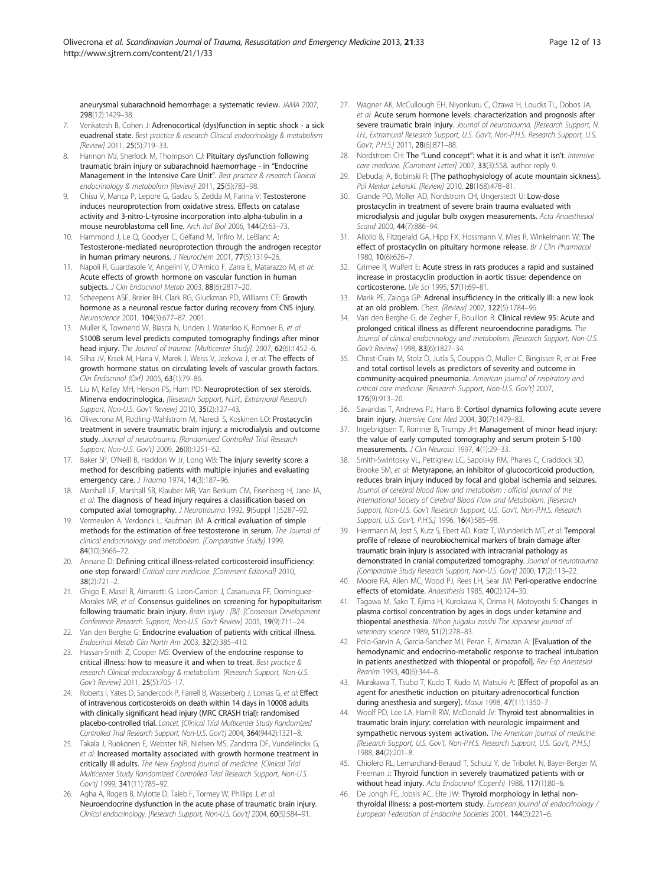aneurysmal subarachnoid hemorrhage: a systematic review. *JAMA* 2007, **298**(12):1429–38.

7. Venkatesh B, Cohen J: **Adrenocortical (dys)function in septic shock - a sick euadrenal state.** *Best practice & research Clinical endocrinology & metabolism [Review]* 2011, **25**(5):719–33.
8. Hannon MJ, Sherlock M, Thompson CJ: **Pituitary dysfunction following traumatic brain injury or subarachnoid haemorrhage - in "Endocrine Management in the Intensive Care Unit".** *Best practice & research Clinical endocrinology & metabolism [Review]* 2011, **25**(5):783–98.
9. Chisu V, Manca P, Lepore G, Gadau S, Zedda M, Farina V: **Testosterone induces neuroprotection from oxidative stress. Effects on catalase activity and 3-nitro-L-tyrosine incorporation into alpha-tubulin in a mouse neuroblastoma cell line.** *Arch Ital Biol* 2006, **144**(2):63–73.
10. Hammond J, Le Q, Goodyer C, Gelfand M, Trifiro M, LeBlanc A: **Testosterone-mediated neuroprotection through the androgen receptor in human primary neurons.** *J Neurochem* 2001, **77**(5):1319–26.
11. Napoli R, Guardasole V, Angelini V, D'Amico F, Zarra E, Matarazzo M, *et al*: **Acute effects of growth hormone on vascular function in human subjects.** *J Clin Endocrinol Metab* 2003, **88**(6):2817–20.
12. Scheepens ASE, Breier BH, Clark RG, Gluckman PD, Williams CE: **Growth hormone as a neuronal rescue factor during recovery from CNS injury.** *Neuroscience* 2001, **104**(3):677–87. 2001.
13. Muller K, Townend W, Biasca N, Unden J, Waterloo K, Romner B, *et al*: **S100B serum level predicts computed tomography findings after minor head injury.** *The Journal of trauma. [Multicenter Study].* 2007, **62**(6):1452–6.
14. Silha JV, Krsek M, Hana V, Marek J, Weiss V, Jezkova J, *et al*: **The effects of growth hormone status on circulating levels of vascular growth factors.** *Clin Endocrinol (Oxf)* 2005, **63**(1):79–86.
15. Liu M, Kelley MH, Herson PS, Hurn PD: **Neuroprotection of sex steroids. Minerva endocrinologica.** *[Research Support, N.I.H., Extramural Research Support, Non-U.S. Gov't Review]* 2010, **35**(2):127–43.
16. Olivecrona M, Rodling-Wahlstrom M, Naredi S, Koskinen LO: **Prostacyclin treatment in severe traumatic brain injury: a microdialysis and outcome study.** *Journal of neurotrauma. [Randomized Controlled Trial Research Support, Non-U.S. Gov't]* 2009, **26**(8):1251–62.
17. Baker SP, O'Neill B, Haddon W Jr, Long WB: **The injury severity score: a method for describing patients with multiple injuries and evaluating emergency care.** *J Trauma* 1974, **14**(3):187–96.
18. Marshall LF, Marshall SB, Klauber MR, Van Berkum CM, Eisenberg H, Jane JA, *et al*: **The diagnosis of head injury requires a classification based on computed axial tomography.** *J Neurotrauma* 1992, **9**(Suppl 1):S287–92.
19. Vermeulen A, Verdonck L, Kaufman JM: **A critical evaluation of simple methods for the estimation of free testosterone in serum.** *The Journal of clinical endocrinology and metabolism. [Comparative Study]* 1999, **84**(10):3666–72.
20. Annane D: **Defining critical illness-related corticosteroid insufficiency: one step forward!** *Critical care medicine. [Comment Editorial]* 2010, **38**(2):721–2.
21. Ghigo E, Masel B, Aimaretti G, Leon-Carrion J, Casanueva FF, Dominguez-Morales MR, *et al*: **Consensus guidelines on screening for hypopituitarism following traumatic brain injury.** *Brain injury : [BI]. [Consensus Development Conference Research Support, Non-U.S. Gov't Review]* 2005, **19**(9):711–24.
22. Van den Berghe G: **Endocrine evaluation of patients with critical illness.** *Endocrinol Metab Clin North Am* 2003, **32**(2):385–410.
23. Hassan-Smith Z, Cooper MS: **Overview of the endocrine response to critical illness: how to measure it and when to treat.** *Best practice & research Clinical endocrinology & metabolism. [Research Support, Non-U.S. Gov't Review]* 2011, **25**(5):705–17.
24. Roberts I, Yates D, Sandercock P, Farrell B, Wasserberg J, Lomas G, *et al*: **Effect of intravenous corticosteroids on death within 14 days in 10008 adults with clinically significant head injury (MRC CRASH trial): randomised placebo-controlled trial.** *Lancet. [Clinical Trial Multicenter Study Randomized Controlled Trial Research Support, Non-U.S. Gov't]* 2004, **364**(9442):1321–8.
25. Takala J, Ruokonen E, Webster NR, Nielsen MS, Zandstra DF, Vundelinckx G, *et al*: **Increased mortality associated with growth hormone treatment in critically ill adults.** *The New England journal of medicine. [Clinical Trial Multicenter Study Randomized Controlled Trial Research Support, Non-U.S. Gov't]* 1999, **341**(11):785–92.
26. Agha A, Rogers B, Mylotte D, Taleb F, Tormey W, Phillips J, *et al*: **Neuroendocrine dysfunction in the acute phase of traumatic brain injury.** *Clinical endocrinology. [Research Support, Non-U.S. Gov't]* 2004, **60**(5):584–91.
27. Wagner AK, McCullough EH, Niyonkuru C, Ozawa H, Loucks TL, Dobos JA, *et al*: **Acute serum hormone levels: characterization and prognosis after severe traumatic brain injury.** *Journal of neurotrauma. [Research Support, N.I.H., Extramural Research Support, U.S. Gov't, Non-P.H.S. Research Support, U.S. Gov't, P.H.S.]* 2011, **28**(6):871–88.
28. Nordstrom CH: **The "Lund concept": what it is and what it isn't.** *Intensive care medicine. [Comment Letter]* 2007, **33**(3):558. author reply 9.
29. Debudaj A, Bobinski R: **[The pathophysiology of acute mountain sickness].** *Pol Merkur Lekarski. [Review]* 2010, **28**(168):478–81.
30. Grande PO, Moller AD, Nordstrom CH, Ungerstedt U: **Low-dose prostacyclin in treatment of severe brain trauma evaluated with microdialysis and jugular bulb oxygen measurements.** *Acta Anaesthesiol Scand* 2000, **44**(7):886–94.
31. Allolio B, Fitzgerald GA, Hipp FX, Hossmann V, Mies R, Winkelmann W: **The effect of prostacyclin on pituitary hormone release.** *Br J Clin Pharmacol* 1980, **10**(6):626–7.
32. Grimee R, Wulfert E: **Acute stress in rats produces a rapid and sustained increase in prostacyclin production in aortic tissue: dependence on corticosterone.** *Life Sci* 1995, **57**(1):69–81.
33. Marik PE, Zaloga GP: **Adrenal insufficiency in the critically ill: a new look at an old problem.** *Chest. [Review]* 2002, **122**(5):1784–96.
34. Van den Berghe G, de Zegher F, Bouillon R: **Clinical review 95: Acute and prolonged critical illness as different neuroendocrine paradigms.** *The Journal of clinical endocrinology and metabolism. [Research Support, Non-U.S. Gov't Review]* 1998, **83**(6):1827–34.
35. Christ-Crain M, Stolz D, Jutla S, Couppis O, Muller C, Bingisser R, *et al*: **Free and total cortisol levels as predictors of severity and outcome in community-acquired pneumonia.** *American journal of respiratory and critical care medicine. [Research Support, Non-U.S. Gov't]* 2007, **176**(9):913–20.
36. Savaridas T, Andrews PJ, Harris B: **Cortisol dynamics following acute severe brain injury.** *Intensive Care Med* 2004, **30**(7):1479–83.
37. Ingebrigtsen T, Romner B, Trumpy JH: **Management of minor head injury: the value of early computed tomography and serum protein S-100 measurements.** *J Clin Neurosci* 1997, **4**(1):29–33.
38. Smith-Swintosky VL, Pettigrew LC, Sapolsky RM, Phares C, Craddock SD, Brooke SM, *et al*: **Metyrapone, an inhibitor of glucocorticoid production, reduces brain injury induced by focal and global ischemia and seizures.** *Journal of cerebral blood flow and metabolism : official journal of the International Society of Cerebral Blood Flow and Metabolism. [Research Support, Non-U.S. Gov't Research Support, U.S. Gov't, Non-P.H.S. Research Support, U.S. Gov't, P.H.S.]* 1996, **16**(4):585–98.
39. Herrmann M, Jost S, Kutz S, Ebert AD, Kratz T, Wunderlich MT, *et al*: **Temporal profile of release of neurobiochemical markers of brain damage after traumatic brain injury is associated with intracranial pathology as demonstrated in cranial computerized tomography.** *Journal of neurotrauma. [Comparative Study Research Support, Non-U.S. Gov't]* 2000, **17**(2):113–22.
40. Moore RA, Allen MC, Wood PJ, Rees LH, Sear JW: **Peri-operative endocrine effects of etomidate.** *Anaesthesia* 1985, **40**(2):124–30.
41. Tagawa M, Sako T, Ejima H, Kurokawa K, Orima H, Motoyoshi S: **Changes in plasma cortisol concentration by ages in dogs under ketamine and thiopental anesthesia.** *Nihon juigaku zasshi The Japanese journal of veterinary science* 1989, **51**(2):278–83.
42. Polo-Garvin A, Garcia-Sanchez MJ, Peran F, Almazan A: **[Evaluation of the hemodynamic and endocrino-metabolic response to tracheal intubation in patients anesthetized with thiopental or propofol].** *Rev Esp Anestesiol Reanim* 1993, **40**(6):344–8.
43. Murakawa T, Tsubo T, Kudo T, Kudo M, Matsuki A: **[Effect of propofol as an agent for anesthetic induction on pituitary-adrenocortical function during anesthesia and surgery].** *Masui* 1998, **47**(11):1350–7.
44. Woolf PD, Lee LA, Hamill RW, McDonald JV: **Thyroid test abnormalities in traumatic brain injury: correlation with neurologic impairment and sympathetic nervous system activation.** *The American journal of medicine. [Research Support, U.S. Gov't, Non-P.H.S. Research Support, U.S. Gov't, P.H.S.]* 1988, **84**(2):201–8.
45. Chiolero RL, Lemarchand-Beraud T, Schutz Y, de Tribolet N, Bayer-Berger M, Freeman J: **Thyroid function in severely traumatized patients with or without head injury.** *Acta Endocrinol (Copenh)* 1988, **117**(1):80–6.
46. De Jongh FE, Jobsis AC, Elte JW: **Thyroid morphology in lethal non-thyroidal illness: a post-mortem study.** *European journal of endocrinology / European Federation of Endocrine Societies* 2001, **144**(3):221–6.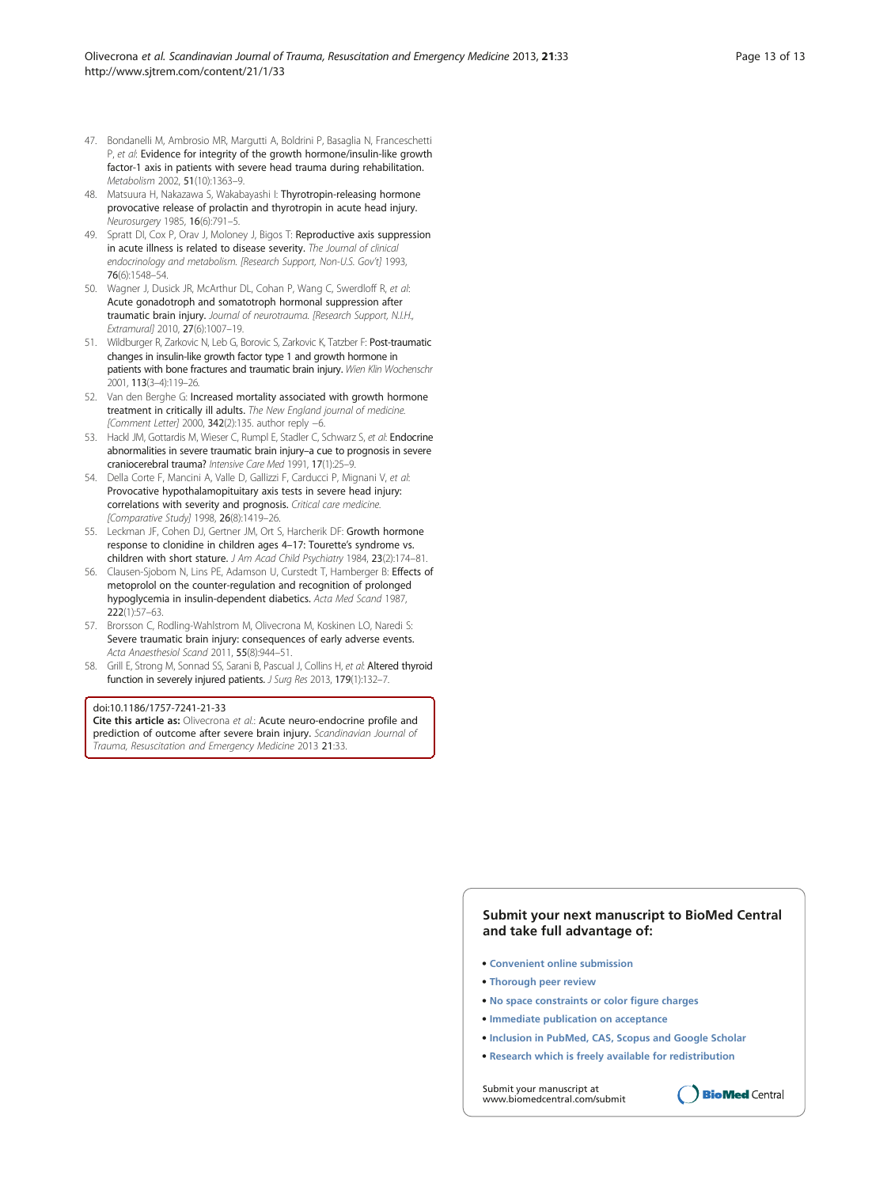47. Bondanelli M, Ambrosio MR, Margutti A, Boldrini P, Basaglia N, Franceschetti P, *et al*: **Evidence for integrity of the growth hormone/insulin-like growth factor-1 axis in patients with severe head trauma during rehabilitation.** *Metabolism* 2002, **51**(10):1363–9.
48. Matsuura H, Nakazawa S, Wakabayashi I: **Thyrotropin-releasing hormone provocative release of prolactin and thyrotropin in acute head injury.** *Neurosurgery* 1985, **16**(6):791–5.
49. Spratt DI, Cox P, Orav J, Moloney J, Bigos T: **Reproductive axis suppression in acute illness is related to disease severity.** *The Journal of clinical endocrinology and metabolism. [Research Support, Non-U.S. Gov't]* 1993, **76**(6):1548–54.
50. Wagner J, Dusick JR, McArthur DL, Cohan P, Wang C, Swerdloff R, *et al*: **Acute gonadotroph and somatotroph hormonal suppression after traumatic brain injury.** *Journal of neurotrauma. [Research Support, N.I.H., Extramural]* 2010, **27**(6):1007–19.
51. Wildburger R, Zarkovic N, Leb G, Borovic S, Zarkovic K, Tatzber F: **Post-traumatic changes in insulin-like growth factor type 1 and growth hormone in patients with bone fractures and traumatic brain injury.** *Wien Klin Wochenschr* 2001, **113**(3–4):119–26.
52. Van den Berghe G: **Increased mortality associated with growth hormone treatment in critically ill adults.** *The New England journal of medicine. [Comment Letter]* 2000, **342**(2):135. author reply −6.
53. Hackl JM, Gottardis M, Wieser C, Rumpl E, Stadler C, Schwarz S, *et al*: **Endocrine abnormalities in severe traumatic brain injury–a cue to prognosis in severe craniocerebral trauma?** *Intensive Care Med* 1991, **17**(1):25–9.
54. Della Corte F, Mancini A, Valle D, Gallizzi F, Carducci P, Mignani V, *et al*: **Provocative hypothalamopituitary axis tests in severe head injury: correlations with severity and prognosis.** *Critical care medicine. [Comparative Study]* 1998, **26**(8):1419–26.
55. Leckman JF, Cohen DJ, Gertner JM, Ort S, Harcherik DF: **Growth hormone response to clonidine in children ages 4–17: Tourette's syndrome vs. children with short stature.** *J Am Acad Child Psychiatry* 1984, **23**(2):174–81.
56. Clausen-Sjobom N, Lins PE, Adamson U, Curstedt T, Hamberger B: **Effects of metoprolol on the counter-regulation and recognition of prolonged hypoglycemia in insulin-dependent diabetics.** *Acta Med Scand* 1987, **222**(1):57–63.
57. Brorsson C, Rodling-Wahlstrom M, Olivecrona M, Koskinen LO, Naredi S: **Severe traumatic brain injury: consequences of early adverse events.** *Acta Anaesthesiol Scand* 2011, **55**(8):944–51.
58. Grill E, Strong M, Sonnad SS, Sarani B, Pascual J, Collins H, *et al*: **Altered thyroid function in severely injured patients.** *J Surg Res* 2013, **179**(1):132–7.

doi:10.1186/1757-7241-21-33
**Cite this article as:** Olivecrona *et al.*: Acute neuro-endocrine profile and prediction of outcome after severe brain injury. *Scandinavian Journal of Trauma, Resuscitation and Emergency Medicine* 2013 **21**:33.

**Submit your next manuscript to BioMed Central and take full advantage of:**

- Convenient online submission
- Thorough peer review
- No space constraints or color figure charges
- Immediate publication on acceptance
- Inclusion in PubMed, CAS, Scopus and Google Scholar
- Research which is freely available for redistribution

Submit your manuscript at www.biomedcentral.com/submit

BioMed Central